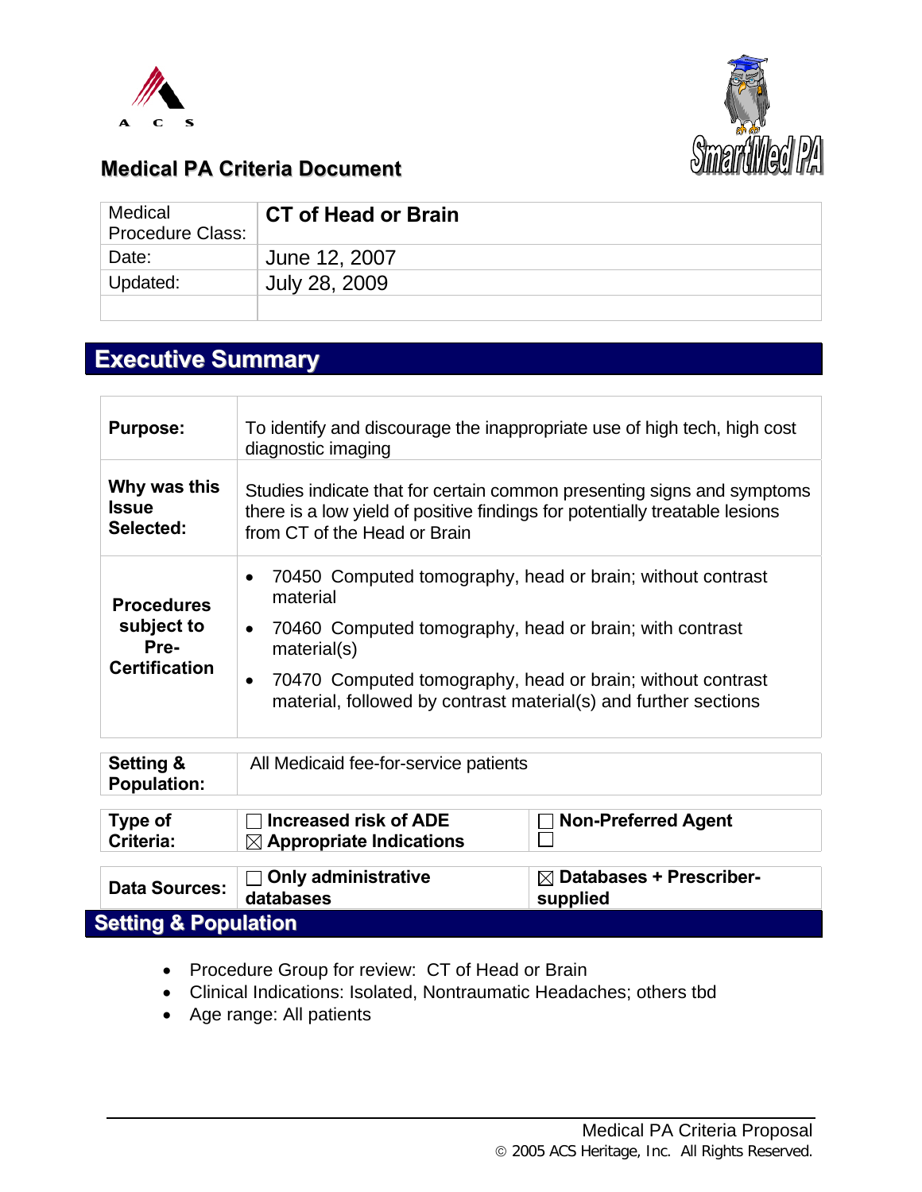## Medical PA Criteria Document

| Medical Procedure Class: | **CT of Head or Brain** |
|---|---|
| Date: | June 12, 2007 |
| Updated: | July 28, 2009 |
| | |

## Executive Summary

| | |
|---|---|
| **Purpose:** | To identify and discourage the inappropriate use of high tech, high cost diagnostic imaging |
| **Why was this Issue Selected:** | Studies indicate that for certain common presenting signs and symptoms there is a low yield of positive findings for potentially treatable lesions from CT of the Head or Brain |
| **Procedures subject to Pre-Certification** | • 70450 Computed tomography, head or brain; without contrast material<br>• 70460 Computed tomography, head or brain; with contrast material(s)<br>• 70470 Computed tomography, head or brain; without contrast material, followed by contrast material(s) and further sections |

| | |
|---|---|
| **Setting & Population:** | All Medicaid fee-for-service patients |

| | | |
|---|---|---|
| **Type of Criteria:** | ☐ **Increased risk of ADE**<br>☒ **Appropriate Indications** | ☐ **Non-Preferred Agent**<br>☐ |

| | | |
|---|---|---|
| **Data Sources:** | ☐ **Only administrative databases** | ☒ **Databases + Prescriber-supplied** |

## Setting & Population

- Procedure Group for review: CT of Head or Brain
- Clinical Indications: Isolated, Nontraumatic Headaches; others tbd
- Age range: All patients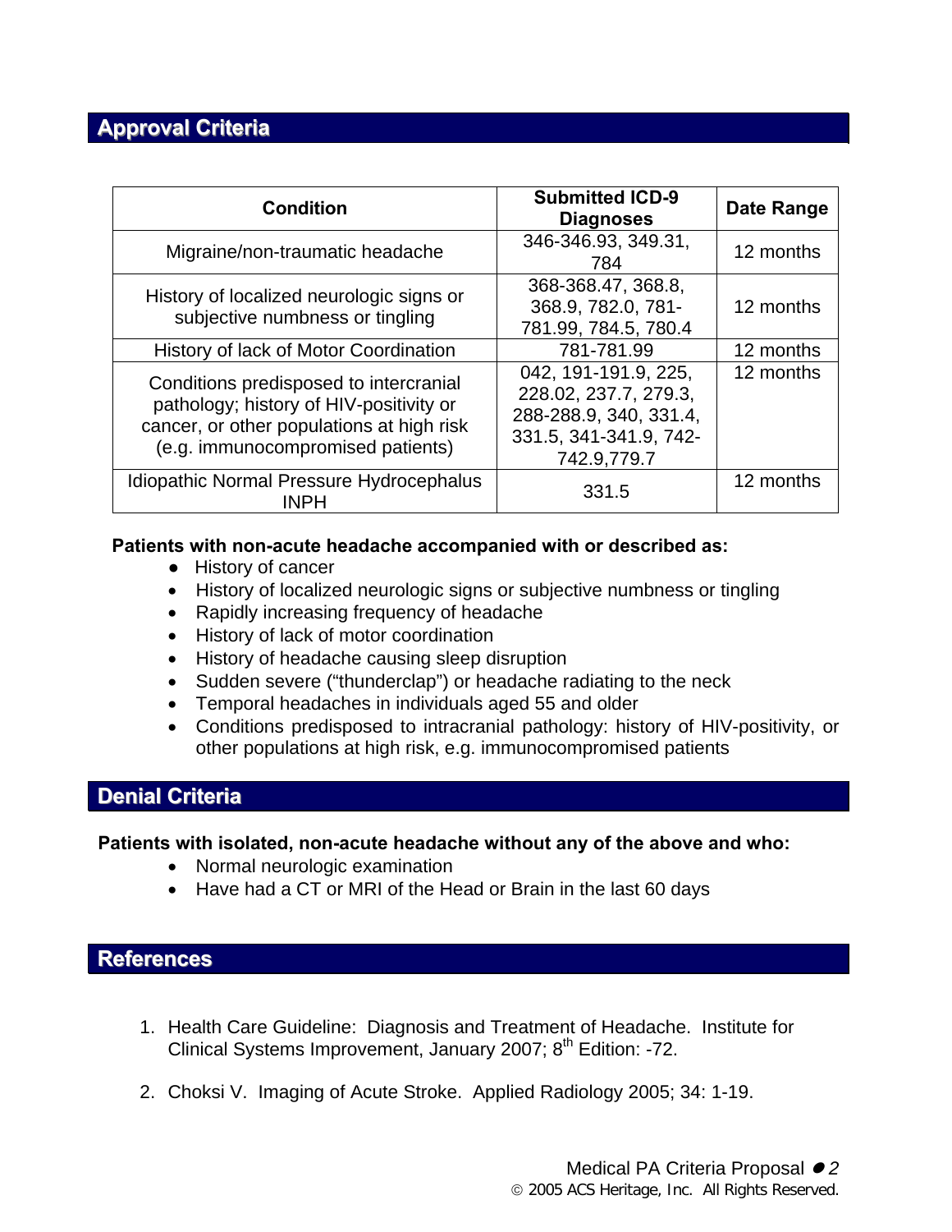## Approval Criteria

| Condition | Submitted ICD-9 Diagnoses | Date Range |
|---|---|---|
| Migraine/non-traumatic headache | 346-346.93, 349.31, 784 | 12 months |
| History of localized neurologic signs or subjective numbness or tingling | 368-368.47, 368.8, 368.9, 782.0, 781-781.99, 784.5, 780.4 | 12 months |
| History of lack of Motor Coordination | 781-781.99 | 12 months |
| Conditions predisposed to intercranial pathology; history of HIV-positivity or cancer, or other populations at high risk (e.g. immunocompromised patients) | 042, 191-191.9, 225, 228.02, 237.7, 279.3, 288-288.9, 340, 331.4, 331.5, 341-341.9, 742-742.9,779.7 | 12 months |
| Idiopathic Normal Pressure Hydrocephalus INPH | 331.5 | 12 months |

**Patients with non-acute headache accompanied with or described as:**

- History of cancer
- History of localized neurologic signs or subjective numbness or tingling
- Rapidly increasing frequency of headache
- History of lack of motor coordination
- History of headache causing sleep disruption
- Sudden severe ("thunderclap") or headache radiating to the neck
- Temporal headaches in individuals aged 55 and older
- Conditions predisposed to intracranial pathology: history of HIV-positivity, or other populations at high risk, e.g. immunocompromised patients

## Denial Criteria

**Patients with isolated, non-acute headache without any of the above and who:**

- Normal neurologic examination
- Have had a CT or MRI of the Head or Brain in the last 60 days

## References

1. Health Care Guideline: Diagnosis and Treatment of Headache. Institute for Clinical Systems Improvement, January 2007; 8th Edition: -72.
2. Choksi V. Imaging of Acute Stroke. Applied Radiology 2005; 34: 1-19.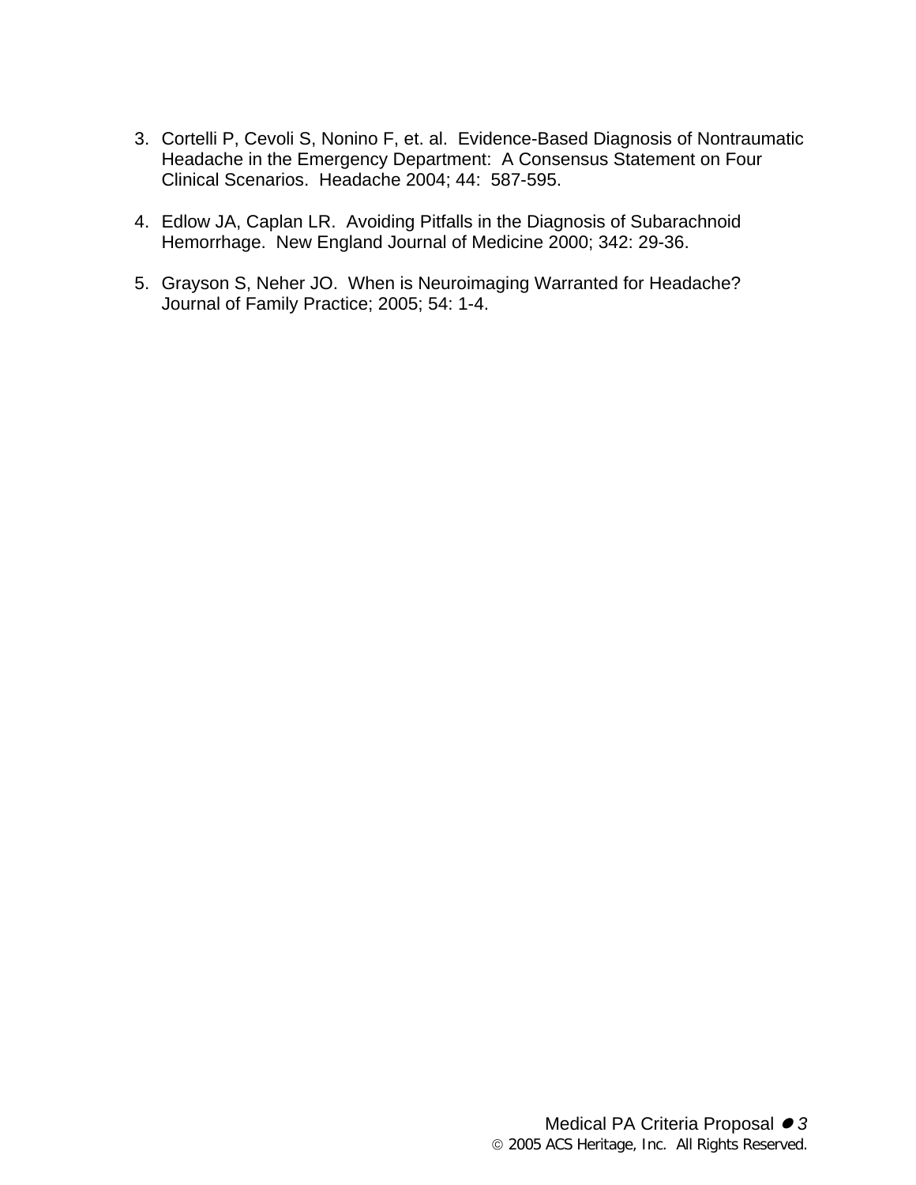3. Cortelli P, Cevoli S, Nonino F, et. al. Evidence-Based Diagnosis of Nontraumatic Headache in the Emergency Department: A Consensus Statement on Four Clinical Scenarios. Headache 2004; 44: 587-595.

4. Edlow JA, Caplan LR. Avoiding Pitfalls in the Diagnosis of Subarachnoid Hemorrhage. New England Journal of Medicine 2000; 342: 29-36.

5. Grayson S, Neher JO. When is Neuroimaging Warranted for Headache? Journal of Family Practice; 2005; 54: 1-4.